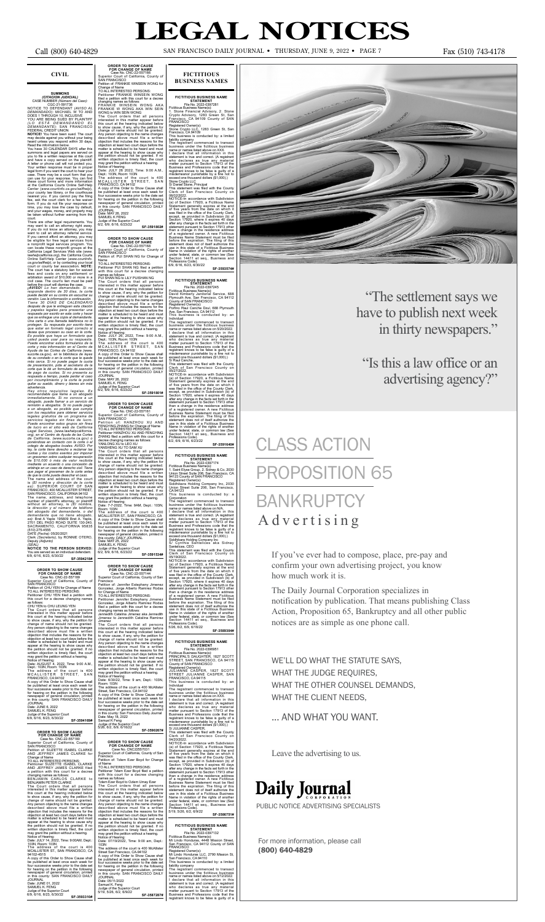# LEGAL NOTICES

Call (800) 640-4829 SAN FRANCISCO DAILY JOURNAL • THURSDAY, JUNE 9, 2022 • PAGE 7 Fax (510) 743-4178

## CIVIL

### SUMMONS (CITACION JUDICIAL)

CASE NUMBER (Número del Caso): CGC-21-591736

NOTICE TO DEFENDANT (AVISO AL DEMANDADO): MICHAEL H. TO AND DOES 1 THROUGH 10, INCLUSIVE

YOU ARE BEING SUED BY PLAINTIFF (LO ESTÁ DEMANDANDO EL DEMANDANTE): SAN FRANCISCO FEDERAL CREDIT UNION

**NOTICE!** You have been sued. The court may decide against you without your being heard unless you respond within 30 days. Read the information below.

You have 30 CALENDAR DAYS after this summons and legal papers are served on you to file a written response at this court and have a copy served on the plaintiff. A letter or phone call will not protect you. Your written response must be in proper legal form if you want the court to hear your case. There may be a court form that you can use for your response. You can find these court forms and more information at the California Courts Online Self-Help Center (www.courtinfo.ca.gov/selfhelp), your county law library, or the courthouse nearest you. If you cannot pay the filing fee, ask the court clerk for a fee waiver form. If you do not file your response on time, you may lose the case by default, and your wages, money, and property may be taken without further warning from the court.

There are other legal requirements. You may want to call an attorney right away. If you do not know an attorney, you may want to call an attorney referral service. If you cannot afford an attorney, you may be eligible for free legal services from a nonprofit legal services program. You can locate these nonprofit groups at the California Legal Services Web site (www.lawhelpcalifornia.org), the California Courts Online Self-Help Center (www.courtinfo.ca.gov/selfhelp), or by contacting your local court or county bar association. **NOTE:** The court has a statutory lien for waived fees and costs on any settlement or arbitration award of $10,000 or more in a civil case. The court's lien must be paid before the court will dismiss the case.

**¡AVISO!** *Lo han demandado. Si no responde dentro de 30 días, la corte puede decidir en su contra sin escuchar su versión. Lea la información a continuación.*

*Tiene 30 DÍAS DE CALENDARIO después de que le entreguen esta citación y papeles legales para presentar una respuesta por escrito en esta corte y hacer que se entregue una copia al demandante. Una carta o una llamada telefónica no lo protegen. Su respuesta por escrito tiene que estar en formato legal correcto si desea que procesen su caso en la corte. Es posible que haya un formulario que usted pueda usar para su respuesta. Puede encontrar estos formularios de la corte y más información en el Centro de Ayuda de las Cortes de California (www.sucorte.ca.gov), en la biblioteca de leyes de su condado o en la corte que le quede más cerca. Si no puede pagar la cuota de presentación, pida al secretario de la corte que le dé un formulario de exención de pago de cuotas. Si no presenta su respuesta a tiempo, puede perder el caso por incumplimiento y la corte le podrá quitar su sueldo, dinero y bienes sin más advertencia.*

*Hay otros requisitos legales. Es recomendable que llame a un abogado inmediatamente. Si no conoce a un abogado, puede llamar a un servicio de remisión a abogados. Si no puede pagar a un abogado, es posible que cumpla con los requisitos para obtener servicios legales gratuitos de un programa de servicios legales sin fines de lucro. Puede encontrar estos grupos sin fines de lucro en el sitio web de California Legal Services, (www.lawhelpcalifornia.org), en el Centro de Ayuda de las Cortes de California, (www.sucorte.ca.gov) o poniéndose en contacto con la corte o el colegio de abogados locales. AVISO: Por ley, la corte tiene derecho a reclamar las cuotas y los costos exentos por imponer un gravamen sobre cualquier recuperación de $10,000 ó más de valor recibida mediante un acuerdo o una concesión de arbitraje en un caso de derecho civil. Tiene que pagar el gravamen de la corte antes de que la corte pueda desechar el caso.*

The name and address of the court is (*El nombre y dirección de la corte es*): SUPERIOR COURT OF SAN FRANCISCO, 400 MCALLISTER STREET, SAN FRANCISCO, CALIFORNIA 94102

The name, address, and telephone number of plaintiff's attorney, or plaintiff without an attorney, is (*El nombre, la dirección y el número de teléfono del abogado del demandante, o del demandante que no tiene abogado, es*): Bret A Yaple 195809 Bret A. Yaple, 2701 DEL PASO ROAD SUITE 130-305, SACRAMENTO, CALIFORNIA 95835 (510) 275-4585

DATE (*Fecha*): 05/20/2021

Clerk (*Secretario*), by RONNIE OTERO, Deputy (*Adjunto*)

(SEAL)

**NOTICE TO THE PERSON SERVED:** You are served as an individual defendant.

6/9, 6/16, 6/23, 6/30/22

**SF-3594218#**

### ORDER TO SHOW CAUSE FOR CHANGE OF NAME

Case No. CNC-22-557189

Superior Court of California, County of SAN FRANCISCO

Petitioner CHU YEN for Change of Name

TO ALL INTERESTED PERSONS:

Petitioner CHU YEN filed a petition with this court for a decree changing names as follows:

CHU YEN to CHU LEUNG YEN

The Court orders that all persons interested in this matter appear before this court at the hearing indicated below to show cause, if any, why the petition for change of name should not be granted. Any person objecting to the name changes described above must file a written objection that includes the reasons for the objection at least two court days before the matter is scheduled to be heard and must appear at the hearing to show cause why the petition should not be granted. If no written objection is timely filed, the court may grant the petition without a hearing.

Notice of Hearing:

Date: AUGUST 4, 2022, Time: 9:00 A.M., Dept.: 103N, Room: 103N

The address of the court is 400 MCALLISTER STREET, SAN FRANCISCO, CA 94102

A copy of this Order to Show Cause shall be published at least once each week for four successive weeks prior to the date set for hearing on the petition in the following newspaper of general circulation, printed in this county: SAN FRANCISCO DAILY JOURNAL

Date: JUNE 6, 2022

SAMUEL K. FENG

Judge of the Superior Court

6/9, 6/16, 6/23, 6/30/22

**SF-3594169#**

### ORDER TO SHOW CAUSE FOR CHANGE OF NAME

Case No. CNC-22-557180

Superior Court of California, County of SAN FRANCISCO

Petition of: SUZETTE ISABEL CLARKE AND JEFFREY JAMES CLARKE for Change of Name

TO ALL INTERESTED PERSONS:

Petitioner SUZETTE ISABEL CLARKE AND JEFFREY JAMES CLARKE filed a petition with this court for a decree changing names as follows:

BENJAMIN CARLOS CLARKE to BENJAMIN PETER CLARKE

The Court orders that all persons interested in this matter appear before this court at the hearing indicated below to show cause, if any, why the petition for change of name should not be granted. Any person objecting to the name changes described above must file a written objection that includes the reasons for the objection at least two court days before the matter is scheduled to be heard and must appear at the hearing to show cause why the petition should not be granted. If no written objection is timely filed, the court may grant the petition without a hearing.

Notice of Hearing:

Date: JULY 14, 2022, Time: 9:00AM, Dept.: 103N, Room: 103N

The address of the court is 400 MCALLISTER ST., SAN FRANCISCO, CA 94102-4515

A copy of this Order to Show Cause shall be published at least once each week for four successive weeks prior to the date set for hearing on the petition in the following newspaper of general circulation, printed in this county: SAN FRANCISCO DAILY JOURNAL

Date: JUNE 01, 2022

SAMUEL K. FENG

Judge of the Superior Court

6/9, 6/16, 6/23, 6/30/22

**SF-3593210#**

### ORDER TO SHOW CAUSE FOR CHANGE OF NAME

Case No. CNC-22-557162

Superior Court of California, County of SAN FRANCISCO

Petition of: FRANKIE WINSEIN WONG for Change of Name

TO ALL INTERESTED PERSONS:

Petitioner FRANKIE WINSEIN WONG filed a petition with this court for a decree changing names as follows:

FRANKIE WINSEIN WONG AKA FRANKIE W WONG AKA WIN SEIN WONG to WIN SEIN WONG

The Court orders that all persons interested in this matter appear before this court at the hearing indicated below to show cause, if any, why the petition for change of name should not be granted. Any person objecting to the name changes described above must file a written objection that includes the reasons for the objection at least two court days before the matter is scheduled to be heard and must appear at the hearing to show cause why the petition should not be granted. If no written objection is timely filed, the court may grant the petition without a hearing.

Notice of Hearing:

Date: JULY 28 2022, Time: 9:00 A.M., Dept.: 103N, Room: 103N

The address of the court is 400 MCALLISTER STREET, SAN FRANCISCO, CA 94102

A copy of this Order to Show Cause shall be published at least once each week for four successive weeks prior to the date set for hearing on the petition in the following newspaper of general circulation, printed in this county: SAN FRANCISCO DAILY JOURNAL

Date: MAY 26, 2022

SAMUEL K FENG

Judge of the Superior Court

6/2, 6/9, 6/16, 6/23/22

**SF-3591802#**

### ORDER TO SHOW CAUSE FOR CHANGE OF NAME

Case No. CNC-22-557165

Superior Court of California, County of SAN FRANCISCO

Petition of: PUI SHAN NG for Change of Name

TO ALL INTERESTED PERSONS:

Petitioner PUI SHAN NG filed a petition with this court for a decree changing names as follows:

PUI SHAN NG to LILY PUISHAN NG

The Court orders that all persons interested in this matter appear before this court at the hearing indicated below to show cause, if any, why the petition for change of name should not be granted. Any person objecting to the name changes described above must file a written objection that includes the reasons for the objection at least two court days before the matter is scheduled to be heard and must appear at the hearing to show cause why the petition should not be granted. If no written objection is timely filed, the court may grant the petition without a hearing.

Notice of Hearing:

Date: JULY 28, 2022, Time: 9:00 A.M., Dept.: 103N, Room: 103N

The address of the court is 400 MCALLISTER STREET, SAN FRANCISCO, CA 94102

A copy of this Order to Show Cause shall be published at least once each week for four successive weeks prior to the date set for hearing on the petition in the following newspaper of general circulation, printed in this county: SAN FRANCISCO DAILY JOURNAL

Date: MAY 26, 2022

SAMUEL K. FENG

Judge of the Superior Court

6/2, 6/9, 6/16, 6/23/22

**SF-3591801#**

### ORDER TO SHOW CAUSE FOR CHANGE OF NAME

Case No. CNC-22-557161

Superior Court of California, County of SAN FRANCISCO

Petition of: HANZHOU XU AND FENGYING ZHANG for Change of Name

TO ALL INTERESTED PERSONS:

Petitioner HANZHOU XU AND FENGYING ZHANG filed a petition with this court for a decree changing names as follows:

YANLONG XU to LEO XU

YANSHENG XU TO SAM XU

The Court orders that all persons interested in this matter appear before this court at the hearing indicated below to show cause, if any, why the petition for change of name should not be granted. Any person objecting to the name changes described above must file a written objection that includes the reasons for the objection at least two court days before the matter is scheduled to be heard and must appear at the hearing to show cause why the petition should not be granted. If no written objection is timely filed, the court may grant the petition without a hearing.

Notice of Hearing:

Date: 7-7-2022, Time: 9AM, Dept.: 103N, Room: 103N

The address of the court is 400 MCALLISTER ST, SAN FRANCISCO, CA

A copy of this Order to Show Cause shall be published at least once each week for four successive weeks prior to the date set for hearing on the petition in the following newspaper of general circulation, printed in this county: DAILY JOURNAL

Date: MAY 25, 2022

SAMUEL K. FENG

Judge of the Superior Court

6/2, 6/9, 6/16, 6/23/22

**SF-3591534#**

### ORDER TO SHOW CAUSE FOR CHANGE OF NAME

Case No. CNC-22-557144

Superior Court of California, County of San Francisco

Petition of: Jennifer Estephany Jimenez Gonzalez, Jorge Alberto Ramirez Rodas for Change of Name

TO ALL INTERESTED PERSONS:

Petitioner Jennifer Estephany Jimenez Gonzalez, Jorge Alberto Ramirez Rodas filed a petition with this court for a decree changing names as follows:

Jennedith Catalina Jimenez aka Jennedith Jimenez to Jennedith Catalina Ramirez Jimenez

The Court orders that all persons interested in this matter appear before this court at the hearing indicated below to show cause, if any, why the petition for change of name should not be granted. Any person objecting to the name changes described above must file a written objection that includes the reasons for the objection at least two court days before the matter is scheduled to be heard and must appear at the hearing to show cause why the petition should not be granted. If no written objection is timely filed, the court may grant the petition without a hearing.

Notice of Hearing:

Date: 6/30/22, Time: 9 am, Dept.: 103N, Room: 103N

The address of the court is 400 McAllister Street, San Francisco, Ca 94102

A copy of this Order to Show Cause shall be published at least once each week for four successive weeks prior to the date set for hearing on the petition in the following newspaper of general circulation, printed in this county: San Francisco Daily Journal

Date: May 18, 2022

Samuel K Feng

Judge of the Superior Court

5/26, 6/2, 6/9, 6/16/22

**SF-3590267#**

### ORDER TO SHOW CAUSE FOR CHANGE OF NAME

Case No. CNC22557031

Superior Court of California, County of San Francisco

Petition of: ?zlem Ezer Boyd for Change of Name

TO ALL INTERESTED PERSONS:

Petitioner ?zlem Ezer Boyd filed a petition with this court for a decree changing names as follows:

?zlem Ezer Boyd to Özlem Umay Ezer

The Court orders that all persons interested in this matter appear before this court at the hearing indicated below to show cause, if any, why the petition for change of name should not be granted. Any person objecting to the name changes described above must file a written objection that includes the reasons for the objection at least two court days before the matter is scheduled to be heard and must appear at the hearing to show cause why the petition should not be granted. If no written objection is timely filed, the court may grant the petition without a hearing.

Notice of Hearing:

Date: 07/19/2022, Time: 9:00 am, Dept.: 103N

The address of the court is 400 McAllister Street San Francisco, CA 94102

A copy of this Order to Show Cause shall be published at least once each week for four successive weeks prior to the date set for hearing on the petition in the following newspaper of general circulation, printed in this county: SAN FRANCISCO DAILY JOURNAL

Date: 05/11/2022

Samuel K. Feng

Judge of the Superior Court

5/19, 5/26, 6/2, 6/9/22

**SF-3587287#**

## FICTITIOUS BUSINESS NAMES

### FICTITIOUS BUSINESS NAME STATEMENT

File No. 2022-0397281

Fictitious Business Name(s):

1. Stone Financial Advisory, 2. Stone Crypto Advisory, 1283 Green St, San Francisco, CA 94109 County of SAN FRANCISCO

Registered Owner(s):

Stone Crypto LLC, 1283 Green St, San Francisco, CA 94109

This business is conducted by: a limited liability company

The registrant commenced to transact business under the fictitious business name or names listed above on XXX.

I declare that all information in this statement is true and correct. (A registrant who declares as true any material matter pursuant to Section 17913 of the Business and Professions code that the registrant knows to be false is guilty of a misdemeanor punishable by a fine not to exceed one thousand dollars ($1,000).)

Stone Crypto LLC

S/ Daniel Stone, Principal

This statement was filed with the County Clerk of San Francisco County on 06/02/2022.

NOTICE-In accordance with Subdivision (a) of Section 17920, a Fictitious Name Statement generally expires at the end of five years from the date on which it was filed in the office of the County Clerk, except, as provided in Subdivision (b) of Section 17920, where it expires 40 days after any change in the facts set forth in the statement pursuant to Section 17913 other than a change in the residence address of a registered owner. A new Fictitious Business Name Statement must be filed before the expiration. The filing of this statement does not of itself authorize the use in this state of a Fictitious Business Name in violation of the rights of another under federal, state, or common law (See Section 14411 et seq., Business and Professions Code).

6/9, 6/16, 6/23, 6/30/22

**SF-3593574#**

### FICTITIOUS BUSINESS NAME STATEMENT

File No. 2022-0397245

Fictitious Business Name(s):

David Kimberly Janitorial Service, 688 Plymouth Ave, San Francisco, CA 94112 County of SAN FRANCISCO

Registered Owner(s):

Porfirio Raul Canche Deul, 688 Plymouth Ave, San Francisco, CA 94112

This business is conducted by: an Individual

The registrant commenced to transact business under the fictitious business name or names listed above on 5/20/2022.

I declare that all information in this statement is true and correct. (A registrant who declares as true any material matter pursuant to Section 17913 of the Business and Professions code that the registrant knows to be false is guilty of a misdemeanor punishable by a fine not to exceed one thousand dollars ($1,000).)

S/ Raul Canche,

This statement was filed with the County Clerk of San Francisco County on 05/27/2022.

NOTICE-In accordance with Subdivision (a) of Section 17920, a Fictitious Name Statement generally expires at the end of five years from the date on which it was filed in the office of the County Clerk, except, as provided in Subdivision (b) of Section 17920, where it expires 40 days after any change in the facts set forth in the statement pursuant to Section 17913 other than a change in the residence address of a registered owner. A new Fictitious Business Name Statement must be filed before the expiration. The filing of this statement does not of itself authorize the use in this state of a Fictitious Business Name in violation of the rights of another under federal, state, or common law (See Section 14411 et seq., Business and Professions Code).

6/2, 6/9, 6/16, 6/23/22

**SF-3591640#**

### FICTITIOUS BUSINESS NAME STATEMENT

File No. 2022-0397174

Fictitious Business Name(s):

1. Saint Elyse Group, 2. Sidney & Co, 2030 Union Street Suite 206, San Francisco, CA 94123 County of SAN FRANCISCO

Registered Owner(s):

Siddhiiara Holding Company Inc, 2030 Union Street Suite 206, San Francisco, CA 94123

This business is conducted by: a Corporation

The registrant commenced to transact business under the fictitious business name or names listed above on N/A.

I declare that all information in this statement is true and correct. (A registrant who declares as true any material matter pursuant to Section 17913 of the Business and Professions code that the registrant knows to be false is guilty of a misdemeanor punishable by a fine not to exceed one thousand dollars ($1,000).)

Siddhiiara Holding Company Inc

S/ Sidney Santeliva, CEO

This statement was filed with the County Clerk of San Francisco County on 05/19/2022.

NOTICE-In accordance with Subdivision (a) of Section 17920, a Fictitious Name Statement generally expires at the end of five years from the date on which it was filed in the office of the County Clerk, except, as provided in Subdivision (b) of Section 17920, where it expires 40 days after any change in the facts set forth in the statement pursuant to Section 17913 other than a change in the residence address of a registered owner. A new Fictitious Business Name Statement must be filed before the expiration. The filing of this statement does not of itself authorize the use in this state of a Fictitious Business Name in violation of the rights of another under federal, state, or common law (See Section 14411 et seq., Business and Professions Code).

5/26, 6/2, 6/9, 6/16/22

**SF-3589304#**

### FICTITIOUS BUSINESS NAME STATEMENT

File No. 2022-0396951

Fictitious Business Name(s):

PRINCIPAL'S DAUGHTER, 1827 SCOTT STREET, SAN FRANCISCO, CA 94115 County of SAN FRANCISCO

Registered Owner(s):

JULIANNE CASPER, 1827 SCOTT STREET JULIANNE CASPER, SAN FRANCISCO, CA 94115

This business is conducted by: an Individual

The registrant commenced to transact business under the fictitious business name or names listed above on XXX.

I declare that all information in this statement is true and correct. (A registrant who declares as true any material matter pursuant to Section 17913 of the Business and Professions code that the registrant knows to be false is guilty of a misdemeanor punishable by a fine not to exceed one thousand dollars ($1,000).)

S/ JULIANNE CASPER,

This statement was filed with the County Clerk of San Francisco County on 04/20/2022.

NOTICE-In accordance with Subdivision (a) of Section 17920, a Fictitious Name Statement generally expires at the end of five years from the date on which it was filed in the office of the County Clerk, except, as provided in Subdivision (b) of Section 17920, where it expires 40 days after any change in the facts set forth in the statement pursuant to Section 17913 other than a change in the residence address of a registered owner. A new Fictitious Business Name Statement must be filed before the expiration. The filing of this statement does not of itself authorize the use in this state of a Fictitious Business Name in violation of the rights of another under federal, state, or common law (See Section 14411 et seq., Business and Professions Code).

5/19, 5/26, 6/2, 6/9/22

**SF-3586751#**

### FICTITIOUS BUSINESS NAME STATEMENT

File No. 2022-0397132

Fictitious Business Name(s):

Mi Lindo Honduras, 4446 Mission Street, San Francisco, CA 94112 County of SAN FRANCISCO

Registered Owner(s):

Mi Lindo Honduras LLC, 2790 Mission St, San Francisco, CA 94110

This business is conducted by: a limited liability company

The registrant commenced to transact business under the fictitious business name or names listed above on 5/12/2022.

I declare that all information in this statement is true and correct. (A registrant who declares as true any material matter pursuant to Section 17913 of the Business and Professions code that the registrant knows to be false is guilty of a

"The settlement says we have to publish next week in thirty newspapers."

"Is this a law office or an advertising agency?"

CLASS ACTION
PROPOSITION 65
BANKRUPTCY
Advertising

If you've ever had to compose, place, pre-pay and confirm your own advertising project, you know how much work it is.

The Daily Journal Corporation specializes in notification by publication. That means publishing Class Action, Proposition 65, Bankruptcy and all other public notices are as simple as one phone call.

WE'LL DO WHAT THE STATUTE SAYS,
WHAT THE JUDGE REQUIRES,
WHAT THE OTHER COUNSEL DEMANDS,
WHAT THE CLIENT NEEDS,

... AND WHAT YOU WANT.

Leave the advertising to us.

**Daily Journal** CORPORATION

PUBLIC NOTICE ADVERTISING SPECIALISTS

For more information, please call **(800) 640-4829**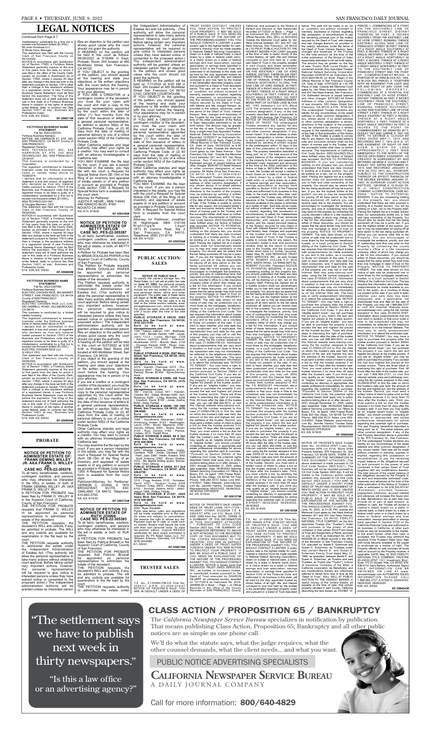# LEGAL NOTICES

Continued from Page # 7

misdemeanor punishable by a fine not to exceed one thousand dollars ($1,000).)
Mi Lindo Honduras LLC
S/ Brada Cano, Manager
This statement was filed with the County Clerk of San Francisco County on 05/12/2022.
NOTICE-In accordance with Subdivision (a) of Section 17920, a Fictitious Name Statement generally expires at the end of five years from the date on which it was filed in the office of the County Clerk, except, as provided in Subdivision (b) of Section 17920, where it expires 40 days after any change in the facts set forth in the statement pursuant to Section 17913 other than a change in the residence address of a registered owner. A new Fictitious Business Name Statement must be filed before the expiration. The filing of this statement does not of itself authorize the use in this state of a Fictitious Business Name in violation of the rights of another under federal, state, or common law (See Section 14411 et seq., Business and Professions Code).
5/19, 5/26, 6/2, 6/9/22
**SF-3586712#**

**FICTITIOUS BUSINESS NAME STATEMENT**
File No. 2022-0397041
Fictitious Business Name(s): RIPTIDE, 848 HARRISON ST. STE. 200, SAN FRANCISCO, CA 94107 County of SAN FRANCISCO
Registered Owner(s): MOQ TECHNOLOGY INC, 848 HARRISON ST STE 200, SAN FRANCISCO, CA 94107
This business is conducted by: a Corporation
The registrant commenced to transact business under the fictitious business name or names listed above on 10/29/2014.
I declare that all information in this statement is true and correct. (A registrant who declares as true any material matter pursuant to Section 17913 of the Business and Professions code that the registrant knows to be false is guilty of a misdemeanor punishable by a fine not to exceed one thousand dollars ($1,000).)
MOQ TECHNOLOGY INC
S/ Douglas Hanna, CEO
This statement was filed with the County Clerk of San Francisco County on 05/02/2022.
NOTICE-In accordance with Subdivision (a) of Section 17920, a Fictitious Name Statement generally expires at the end of five years from the date on which it was filed in the office of the County Clerk, except, as provided in Subdivision (b) of Section 17920, where it expires 40 days after any change in the facts set forth in the statement pursuant to Section 17913 other than a change in the residence address of a registered owner. A new Fictitious Business Name Statement must be filed before the expiration. The filing of this statement does not of itself authorize the use in this state of a Fictitious Business Name in violation of the rights of another under federal, state, or common law (See Section 14411 et seq., Business and Professions Code).
5/19, 5/26, 6/2, 6/9/22
**SF-3586605#**

**FICTITIOUS BUSINESS NAME STATEMENT**
File No. 2022-0397095
Fictitious Business Name(s): ELECTRIC CHICKEN RICE, 562 MARKET STREET, SAN FRANCISCO, CA 94104 County of SAN FRANCISCO
Registered Owner(s): ELECTRIC CHICKEN RICE LLC (CA), 540 DARRELL ROAD, HILLSBOROUGH, CA 94010
This business is conducted by: a limited liability company
The registrant commenced to transact business under the fictitious business name or names listed above on N/A.
I declare that all information in this statement is true and correct. (A registrant who declares as true any material matter pursuant to Section 17913 of the Business and Professions code that the registrant knows to be false is guilty of a misdemeanor punishable by a fine not to exceed one thousand dollars ($1,000).)
ELECTRIC CHICKEN RICE LLC
S/ KELLY YEO,
This statement was filed with the County Clerk of San Francisco County on 05/05/2022.
NOTICE-In accordance with Subdivision (a) of Section 17920, a Fictitious Name Statement generally expires at the end of five years from the date on which it was filed in the office of the County Clerk, except, as provided in Subdivision (b) of Section 17920, where it expires 40 days after any change in the facts set forth in the statement pursuant to Section 17913 other than a change in the residence address of a registered owner. A new Fictitious Business Name Statement must be filed before the expiration. The filing of this statement does not of itself authorize the use in this state of a Fictitious Business Name in violation of the rights of another under federal, state, or common law (See Section 14411 et seq., Business and Professions Code).
5/19, 5/26, 6/2, 6/9/22
**SF-3586504#**

## PROBATE

**NOTICE OF PETITION TO ADMINISTER ESTATE OF: FRANK DEMING WILLEY JR. AKA FRANK D. WILLEY JR.**
**CASE NO. PES-22-305378**
To all heirs, beneficiaries, creditors, contingent creditors, and persons who may otherwise be interested in the WILL or estate, or both of FRANK DEMING WILLEY JR. AKA FRANK D. WILLEY JR.
A PETITION FOR PROBATE has been filed by FRANK D. WILLEY III in the Superior Court of California, County of San Francisco.
THE PETITION FOR PROBATE requests that FRANK D. WILLEY III be appointed as personal representative to administer the estate of the decedent.
THE PETITION requests the decedent's WILL and codicils, if any, be admitted to probate. The WILL and any codicils are available for examination in the file kept by the court.
THE PETITION requests authority to administer the estate under the Independent Administration of Estates Act. (This authority will allow the personal representative to take many actions without obtaining court approval. Before taking certain very important actions, however, the personal representative will be required to give notice to interested persons unless they have waived notice or consented to the proposed action.) The independent administration authority will be granted unless an interested person files an objection to the petition and shows good cause why the court should not grant the authority.
A HEARING on the petition will be held in this court as follows: 06/28/2022 at 9:00AM in Dept. Probate, Room 204 located at 400 McAllister Street, San Francisco, CA 94102
IF YOU OBJECT to the granting of the petition, you should appear at the hearing and state your objections or file written objections with the court before the hearing. Your appearance may be in person or by your attorney.
IF YOU ARE A CREDITOR or a contingent creditor of the decedent, you must file your claim with the court and mail a copy to the personal representative appointed by the court within the later of either (1) four months from the date of first issuance of letters to a general personal representative, as defined in section 58(b) of the California Probate Code, or (2) 60 days from the date of mailing or personal delivery to you of a notice under section 9052 of the California Probate Code.
Other California statutes and legal authority may affect your rights as a creditor. You may want to consult with an attorney knowledgeable in California law.
YOU MAY EXAMINE the file kept by the court. If you are a person interested in the estate, you may file with the court a Request for Special Notice (form DE-154) of the filing of an inventory and appraisal of estate assets or of any petition or account as provided in Probate Code section 1250. A Request for Special Notice form is available from the court clerk.
Attorney for Petitioner
JUDITH P. HEHIR - SBN 114945
848 IGNACIO BLVD. #185
NOVATO CA 94949
6/9, 6/10, 6/16/22
**SF-3594189#**

**NOTICE OF PETITION TO ADMINISTER ESTATE OF BETTY TAYLOR**
**CASE NO. PES-22-305387**
To all heirs, beneficiaries, creditors, contingent creditors, and persons who may otherwise be interested in the will or estate, or both, of: BETTY TAYLOR
A Petition for Probate has been filed by BRIAN DOUGLAS PHIFER in the Superior Court of California, County of San Francisco.
The Petition for Probate requests that BRIAN DOUGLAS PHIFER be appointed as personal representative to administer the estate of the decedent.
The Petition requests authority to administer the estate under the Independent Administration of Estates Act. (This authority will allow the personal representative to take many actions without obtaining court approval. Before taking certain very important actions, however, the personal representative will be required to give notice to interested persons unless they have waived notice or consented to the proposed action.) The independent administration authority will be granted unless an interested person files an objection to the petition and shows good cause why the court should not grant the authority.
A hearing on the petition will be held in this court on 07/07/2022 at 9:00 A.M. in Probate Dept. Room 204 located at 400 McAllister Street, San Francisco, CA 94102.
If you object to the granting of the petition, you should appear at the hearing and state your objections or file written objections with the court before the hearing. Your appearance may be in person or by your attorney.
If you are a creditor or a contingent creditor of the decedent, you must file your claim with the court and mail a copy to the personal representative appointed by the court within the later of either (1) four months from the date of first issuance of letters to a general personal representative, as defined in section 58(b) of the California Probate Code, or (2) 60 days from the date of mailing or personal delivery to you of a notice under section 9052 of the California Probate Code.
Other California statutes and legal authority may affect your rights as a creditor. You may want to consult with an attorney knowledgeable in California law.
You may examine the file kept by the court. If you are a person interested in the estate, you may file with the court a Request for Special Notice (form DE-154) of the filing of an inventory and appraisal of estate assets or of any petition or account as provided in Probate Code section 1250. A Request for Special Notice form is available from the court clerk.
Petitioner/Attorney for Petitioner: VERNON C. GOINS II, 1970 BROADWAY, SUITE 450, OAKLAND, CA 94612, Telephone: 510-663-3700
6/8, 6/9, 6/15/22
**SF-3593732#**

**NOTICE OF PETITION TO ADMINISTER ESTATE OF RUTH JOHNS**
**CASE NO. PES-22-305393**
To all heirs, beneficiaries, creditors, contingent creditors, and persons who may otherwise be interested in the will or estate, or both, of: Ruth Johns
A PETITION FOR PROBATE has been filed by Patricia Browall in the Superior Court of California, County of San Francisco.
THE PETITION FOR PROBATE requests that Patricia Browall be appointed as personal representative to administer the estate of the decedent.
THE PETITION requests the decedent's WILL and codicils, if any, be admitted to probate. The will and any codicils are available for examination in the file kept by the court.
THE PETITION requests authority to administer the estate under the Independent Administration of Estates Act. (This authority will allow the personal representative to take many actions without obtaining court approval. Before taking certain very important actions, however, the personal representative will be required to give notice to interested persons unless they have waived notice or consented to the proposed action.) The independent administration authority will be granted unless an interested person files an objection to the petition and shows good cause why the court should not grant the authority.
A HEARING on the petition will be held on 7/11/2022 at 9:00 AM in Dept. 204 located at 400 McAllister Street, San Francisco, CA 94102 CIVIC CENTER COURTHOUSE
IF YOU OBJECT to the granting of the petition, you should appear at the hearing and state your objections or file written objections with the court before the hearing. Your appearance may be in person or by your attorney.
IF YOU ARE A CREDITOR or a contingent creditor of the decedent, you must file your claim with the court and mail a copy to the personal representative appointed by the court within the later of either (1) four months from the date of first issuance of letters to a general personal representative, as defined in section 58(b) of the California Probate Code, or (2) 60 days from the date of mailing or personal delivery to you of a notice under section 9052 of the California Probate Code.
Other California statutes and legal authority may affect your rights as a creditor. You may want to consult with an attorney knowledgeable in California law.
YOU MAY EXAMINE the file kept by the court. If you are a person interested in the estate, you may file with the court a Request for Special Notice (form DE-154) of the filing of an inventory and appraisal of estate assets or of any petition or account as provided in Probate Code section 1250. A Request for Special Notice form is available from the court clerk.
Attorney for Petitioner: Jonathan W. Nightingale, SBN 310106
Nightingale Legal
1813 El Camino Real, Ste 2
San Francisco, CA 94010
Telephone: (650) 231-8118
6/8, 6/9, 6/15/22
**SF-3593524#**

## PUBLIC AUCTION/ SALES

**NOTICE OF PUBLIC SALE**
To satisfy the owner's storage lien, PS Retail Sales, LLC will sell at public lien sale on June 21, 2022, the personal property in the below-listed units, which may include but are not limited to: household and personal items, office and other equipment. The public sale of these items will begin at 10:00 AM and continue until all units are sold. The lien sale is to be held at the online auction website, www.storagetreasures.com, where indicated. For online lien sales, bids will be accepted until 2 hours after the time of the sale specified.

**PUBLIC STORAGE # 08039, 2090 Evans Ave, San Francisco, CA 94124, (415) 223-3146**
Sale to be held at www.storagetreasures.com.
1154 - Nakao, kathryn; 1167 - Brathwait, Jon; 1181 - Parker, Ariel; 1205 - Lowe, John; 1313 - Lyons, Michael; 1328 - Ransom, Artimme; 2022 - Chaforte Abdelkader; 2010 - Brandt, Mark; 2132 - Ortega, Raquel; 2208 - Perez, Jose; 2258 - Catron, Linda; 2408 - Brewster, Aaron

**PUBLIC STORAGE # 08290, 2587 Marin Street, San Francisco, CA 94124, (415) 285-6898**
Sale to be held at www.storagetreasures.com.
1154 - Nakao, kathryn; 1167 - Brathwait; A272 - Zhu, Edward; B047 - Reid, Benjamin; B118 - Pakard, Ronea; B160 - Kahrs, Dominique; Anne

**PUBLIC STORAGE # 23089, 300 Trent Ave, San Francisco, CA 94116, (415) 237-4846**
Sale to be held at www.storagetreasures.com.
290 - Hartness, Jonas; 541 - Hayden, Neil; 508 - Gebet Millonesa; A240 - Ives, Roxanne; A285 - Linley, Brandon; A298 - Crawford, David; B140 - Jones, Tamika; B242 - Geda, Feven

**PUBLIC STORAGE # 20289, 190 10th Street, San Francisco, CA 94103, (415) 290-6588**
Sale to be held at www.storagetreasures.com.
1084 - Goodfriend, Alexander; 2092 - Dugan, Harry; 2143 - Washington, Lavon; 2750 - Shaw, Margaret; 2769 - Harwin, Athena; 3063 - Sykes, Daejavon; 3124 - Ruiz, Corinne; 3185 - Parham, Lindsey; 3270 - Tindell, Alice

**PUBLIC STORAGE # 08482, 99 S Van Ness Ave, San Francisco, CA 94103, (415) 426-0058**
Sale to be held at www.storagetreasures.com.
1265 - Wheeler, Candace; 1280 - Jordan, Candace; 1439 - Jordan, Candace; A1438 - Zogbi Burgos, Jose; A1523 - Holmes, Scott, Anthony; 3062 - Brown, Debbie; 3132 - The Martial trading scene, thomas; 3336 - Chen, Jimmy

**PUBLIC STORAGE # 25462, 611 2nd Street, San Francisco, CA 94107, (415) 426-6758**
Sale to be held at www.storagetreasures.com.
1275 - Fagg, Andrew; 3122 - Hunsaker, Kevin; 4321 - Williamson, Craig; 4326 - Hudson, Craig; 4403 - Hudson, Craig; 4150 - Sinclair, Valerie; 6432 - allen, miguel; 7266 - Phillips, Felicity

**PUBLIC STORAGE # 27207, 2690 Harrison St, San Francisco, CA 94110, (415) 426-2695**
Sale to be held at www.storagetreasures.com.
2052 - Ryan, Elizabeth

Public sale terms, rules, and regulations will be made available prior to the sale. All sales are subject to cancellation. We reserve the right to refuse any bid. Payment must be in cash or credit card - no checks. Buyers must secure the units with their own personal locks. To claim tax-exempt status, original RESALE certificates for each space purchased is required. By PS Retail Sales, LLC, 701 Western Avenue, Glendale, CA 91201. (818) 244-8080
6/1, 6/9/22
**SF-3589736#**

## TRUSTEE SALES

T.S. No. 21-00560-FM-CA Title No. 2024117 A.P.N. 2J-3-3024-019-01 NOTICE OF TRUSTEE'S SALE. YOU ARE IN DEFAULT UNDER A DEED OF TRUST DATED 12/27/2017. UNLESS YOU TAKE ACTION TO PROTECT YOUR PROPERTY, IT MAY BE SOLD AT A PUBLIC SALE. IF YOU NEED AN EXPLANATION OF THE NATURE OF THE PROCEEDINGS AGAINST YOU, YOU SHOULD CONTACT A LAWYER. A public auction sale to the highest bidder for cash, (cashier's check(s) must be made payable to National Default Servicing Corporation), drawn on a state or national bank, a check drawn by a state or federal credit union, or a check drawn by a state or federal savings and loan association, savings association, or savings bank specified in Section 5102 of the Financial Code and authorized to do business in this state; will be held by the duly appointed trustee as shown below, of all right, title, and interest conveyed to and now held by the trustee in the hereinafter described property under and pursuant to a Deed of Trust described below. The sale will be made in an "as is" condition, but without covenant or warranty, expressed or implied, regarding title, possession, or encumbrances, to pay the remaining principal sum of the note(s) secured by the Deed of Trust, with interest and late charges thereon, as provided in the note(s), advances, under the terms of the Deed of Trust, interest thereon, fees, charges and expenses of the Trustee for the total amount (at the time of the initial publication of the Notice of Sale) reasonably estimated to be set forth below. The amount may be greater on the day of sale. Trustor: Aleksandr Feng, a single man Duly Appointed Trustee: National Default Servicing Corporation Recorded 12/29/2017 as Instrument No. 2017-K565951-00 of Book, Page) of the Official Records of San Francisco County, CA. Date of Sale: 06/29/2022 at 9:00 AM Place of Sale: Outside the Memorial Court gates by Van Ness Avenue - San Francisco City Hall - Outside the Memorial Court between 301 and 401 Van Ness Avenue, San Francisco, CA 94102 Estimated amount of unpaid balance and other charges: $826,567.23 Street Address or other common designation of real property: 84 Mabrey Ave San Francisco, CA 94131 A.P.N.: 21-3024-019-01 The undersigned Trustee disclaims any liability for any incorrectness of the street address or other common designation, if any, shown above. If no street address or other common designation is shown, directions to the location of the property may be obtained by sending a written request to the beneficiary within 10 days of the date of first publication of this Notice of Sale. If the Trustee is unable to convey title for any reason, the successful bidder's sole and exclusive remedy shall be the return of monies paid to the Trustee, and the successful bidder shall have no further recourse. The requirements of California Civil Code Section 2923.5(b)/2923.55(c) were fulfilled when the Notice of Default was recorded. NOTICE TO POTENTIAL BIDDERS: If you are considering bidding on this property lien, you should understand that there are risks involved in bidding at a trustee auction. You will be bidding on a lien, not on the property itself. Placing the highest bid at a trustee auction does not automatically entitle you to free and clear ownership of the property. You should also be aware that the lien being auctioned off may be a junior lien. If you are the highest bidder at the auction, you are or may be responsible for paying off all liens senior to the lien being auctioned off, before you can receive clear title to the property. You are encouraged to investigate the existence, priority, and size of outstanding liens that may exist on this property by contacting the county recorder's office or a title insurance company, either of which may charge you a fee for this information. If you consult either of these resources, you should be aware that the same lender may hold more than one mortgage or deed of trust on the property. NOTICE TO PROPERTY OWNER: The sale date shown on this notice of sale may be postponed one or more times by the mortgagee, beneficiary, trustee, or a court, pursuant to Section 2924g of the California Civil Code. The law requires that information about trustee sale postponements be made available to you and to the public, as a courtesy to those not present at the sale. If you wish to learn whether your sale date has been postponed, and, if applicable, the rescheduled time and date for the sale of this property, you may call or visit this Internet Web site www.ndscorp.com/sales, using the file number assigned to this case 21-00560-FM-CA. Information about postponements that are very short in duration or that occur close in time to the scheduled sale may not immediately be reflected in the telephone information or on the Internet Web site. The best way to verify postponement information is to attend the scheduled sale. NOTICE TO TENANT: You may have a right to purchase this property after the trustee auction pursuant to Section 2924m of the California Civil Code. If you are an "eligible tenant buyer," you can purchase the property if you match the last and highest bid placed at the trustee auction. If you are an "eligible bidder," you may be able to purchase the property if you exceed the last and highest bid placed at the trustee auction. There are three steps to exercising this right of purchase. First, 48 hours after the date of the trustee sale, you can call 888-264-4010, or visit this internet website www.ndscorp.com, using the file number assigned to this case 21-00560-FM-CA to find the date on which the trustee's sale was held, the amount of the last and highest bid, and the address of the trustee. Second, you must send a written notice of intent to place a bid so that the trustee receives it no more than 15 days after the trustee's sale. Third, you must submit a bid so that the trustee receives it no more than 45 days after the trustee's sale. If you think you may qualify as an "eligible tenant buyer" or "eligible bidder," you should consider contacting an attorney or appropriate real estate professional immediately for advice regarding this potential right to purchase. *Pursuant to Section 2924(m) of the California Civil Code, the potential rights described herein shall apply only to public auctions taking place on or after January 1, 2021, through December 31, 2025, unless later extended. Date: 05/26/2022 National Default Servicing Corporation c/o Tiffany & Bosco, P.A., its agent, 1455 Frazee Road, Suite 820 San Diego, CA 92108 Toll Free Phone: 888-264-4010 Sales Line 855-219-8501; Sales Website: www.ndscorp.com By: Jennifer Hamlin, Trustee Sales Representative 06/02/2022, 06/09/2022, 06/16/2022 CPP352578
6/2, 6/9, 6/16/22
**SF-3591379#**

NOTICE OF TRUSTEE'S SALE UNDER DEED OF TRUST LOAN: 1517-17279 HILGERT OTHER: 91222524 T.S. # 20223-ST APN: Lot 012; Block 2372, A.P.N.: 2372-04 Ave. NOTE: THERE IS A SUMMARY OF THE INFORMATION IN THIS DOCUMENT ATTACHED (*Pursuant to Civil Code Section 2923.3(a), THE SUMMARY OF INFORMATION REFERRED TO ABOVE IS NOT ATTACHED TO THE RECORDED COPY OF THIS DOCUMENT BUT TO THE COPIES PROVIDED TO THE TRUSTOR.) YOU ARE IN DEFAULT UNDER A DEED OF TRUST DATED 11/25/2014. UNLESS YOU TAKE ACTION TO PROTECT YOUR PROPERTY, IT MAY BE SOLD AT A PUBLIC SALE. IF YOU NEED AN EXPLANATION OF THE NATURE OF THE PROCEEDING AGAINST YOU, YOU SHOULD CONTACT A LAWYER. Notice is hereby given that REDWOOD TRUST DEED SERVICES, INC. as trustee, or successor trustee, or substituted trustee pursuant to the Deed of Trust executed by SHARON HILGERT, an unmarried woman, recorded on 12/17/2014 as Instrument No. 2014-J995894-00 in Book -, Page -- of Official Records in the office of the County Recorder of SAN FRANCISCO County, California, and pursuant to the Notice of Default and Election to Sell thereunder recorded 2/17/2022 in Book -, Page -, as Instrument No. 2022-017100 of said Official Records, WILL SELL on 6/23/2022 Outside the Memorial Court Gates by Van Ness Avenue between 301 and 401 Van Ness Avenue, San Francisco, CA 94102 at 1:30 PM AT PUBLIC AUCTION TO THE HIGHEST BIDDER FOR CASH (payable at the time of sale in lawful money of the United States), all right, title and interest conveyed to and now held by it under said Deed of Trust in the property situated in said County and State hereinafter described: COMMENCING AT A POINT ON THE WESTERLY LINE OF 43RD AVENUE, DISTANT THEREON 225 FEET NORTHERLY FROM THE NORTHERLY LINE OF TARAVAL STREET; RUNNING THENCE NORTHERLY ALONG THE SAID LINE OF 43RD AVENUE 25 FEET; THENCE AT A RIGHT ANGLE WESTERLY 120 FEET; THENCE AT A RIGHT ANGLE SOUTHERLY 25 FEET; THENCE AT A RIGHT ANGLE EASTERLY 120 FEET TO THE POINT OF COMMENCEMENT. BEING PART OF OUTSIDE LAND BLOCK NO. 1761. Assessor's Lot 012; Block 2372. The property heretofore described is being sold "as is". The street address and other common designation, if any, of the real property described above is purported to be: 2359 43rd Avenue, San Francisco, CA NOTICE OF TRUSTEE'S SALE UNDER DEED OF TRUST. The undersigned Trustee disclaims any liability for any incorrectness of the property address and other common designation, if any, shown herein. If no street address or other common designation is shown, directions to the location of the property may be obtained by sending a written request to the undersigned within 10 days of the date of first publication of this Notice of Sale. The property heretofore described is being sold "as is". The total amount of the unpaid balance of the obligation secured by the property to be sold and reasonable estimated costs, expenses and advances at the time of the initial publication of the Notice of Sale is: $872,086.45. In addition to cash, the Trustee will accept a cashier's check drawn on a state or national bank, a check drawn by a state or federal credit union, or a check drawn by a state or federal savings and loan association, savings association or savings bank specified in Section 5102 of the Financial Code and authorized to do business in this state. In the event tender other than cash is accepted, the Trustee may withhold the issuance of the Trustee's Deed Upon Sale until funds become available to the payee or endorsee as a matter of right. Said sale will be made, but without covenant or warranty, express or implied, regarding title, possession or encumbrances, to satisfy the indebtedness secured by said Deed, advances thereunder, with interest as provided therein, and the unpaid principal balance of the Note(s) secured by said Deed of Trust with interest thereon as provided in said Note(s), plus fees, charges and expenses of the trustee and the trusts created by said Deed of Trust. If the Trustee is unable to convey title for any reason, the successful bidder's sole and exclusive remedy shall be the return of monies paid to the Trustee, and the successful bidder shall have no further recourse. Dated: May 25, 2022 REDWOOD TRUST DEED SERVICES, INC., as said Trustee ATTN: ROBERT CULLEN P.O. BOX 6875 SANTA ROSA, CA 95406-0875 By: ROBERT CULLEN, VICE PRESIDENT NOTICE TO POTENTIAL BIDDERS: If you are considering bidding on this property lien, you should understand that there are risks involved in bidding at a trustee auction. You will be bidding on a lien, not on the property itself. Placing the highest bid at a trustee auction does not automatically entitle you to free and clear ownership of the property. You should also be aware that the lien being auctioned off may be a junior lien. If you are the highest bidder at the auction, you are or may be responsible for paying off all liens senior to the lien being auctioned off, before you can receive clear title to the property. You are encouraged to investigate the existence, priority, and size of outstanding liens that may exist on this property by contacting the county recorder's office or a title insurance company, either of which may charge you a fee for this information. If you consult either of these resources, you should be aware that the same lender may hold more than one mortgage or deed of trust on the property. NOTICE TO PROPERTY OWNER: The sale date shown on this notice of sale may be postponed one or more times by the mortgagee, beneficiary, trustee, or a court, pursuant to Section 2924g of the California Civil Code. The law requires that information about trustee sale postponements be made available to you and to the public, as a courtesy to those not present at the sale. If you wish to learn whether your sale date has been postponed, and, if applicable, the rescheduled time and date for the sale of this property, you may call (800) 863-4468 or visit this Internet Web site: www.servicelinkASAP.com, using the Trustee Sale number assigned to this file T.S. #20223-ST. Information about postponements that are very short in duration or that occur close in time to the scheduled sale may not immediately be reflected in the telephone information or on the Internet Web site. The best way to verify postponement information is to attend the scheduled sale. NOTICE TO TENANT: You may have a right to purchase this property after the trustee auction pursuant to Section 2924m of the California Civil Code. If you are an "eligible tenant buyer," you can purchase the property if you match the last and highest bid placed at the trustee auction. If you are an "eligible bidder," you may be able to purchase the property if you exceed the last and highest bid placed at the trustee auction. There are three steps to exercising this right of purchase. First, 48 hours after the date of the trustee sale, you can call (800) 863-4468, or visit this internet website www.servicelinkASAP.com, using the file number assigned to this case 20223-ST to find the date on which the trustee's sale was held, the amount of the last and highest bid, and the address of the trustee. Second, you must send a written notice of intent to place a bid so that the trustee receives it no more than 15 days after the trustee's sale. Third, you must submit a bid, by remitting the funds and affidavit described in Section 2924m(c) of the Civil Code, so that the trustee receives it no more than 45 days after the trustee's sale. If you think you may qualify as an "eligible tenant buyer" or "eligible bidder," you should consider contacting an attorney or appropriate real estate professional immediately for advice regarding this potential right to purchase. A-4731971 06/02/2022, 06/09/2022, 06/16/2022
6/2, 6/9, 6/16/22
**SF-3591035#**

T.S. No. 21-00632-CP-CA Title No. DEF-354843 A.P.N. 5726-020 NOTICE OF TRUSTEE'S SALE. YOU ARE IN DEFAULT UNDER A DEED OF TRUST DATED 10/23/2015. UNLESS YOU TAKE ACTION TO PROTECT YOUR PROPERTY, IT MAY BE SOLD AT A PUBLIC SALE. IF YOU NEED AN EXPLANATION OF THE NATURE OF THE PROCEEDINGS AGAINST YOU, YOU SHOULD CONTACT A LAWYER. A public auction sale to the highest bidder for cash, (cashier's check(s) must be made payable to National Default Servicing Corporation), drawn on a state or national bank, a check drawn by a state or federal credit union, or a check drawn by a state or federal savings and loan association, savings association, or savings bank specified in Section 5102 of the Financial Code and authorized to do business in this state; will be held by the duly appointed trustee as shown below, of all right, title, and interest conveyed to and now held by the trustee in the hereinafter described property under and pursuant to a Deed of Trust described below. The sale will be made in an "as is" condition, but without covenant or warranty, expressed or implied, regarding title, possession, or encumbrances, to pay the remaining principal sum of the note(s) secured by the Deed of Trust, with interest and late charges thereon, as provided in the note(s), advances, under the terms of the Deed of Trust, interest thereon, fees, charges and expenses of the Trustee for the total amount (at the time of the initial publication of the Notice of Sale) reasonably estimated to be set forth below. The amount may be greater on the day of sale. Trustor: Ruth Lucas Pearlin, an unmarried woman Duly Appointed Trustee: National Default Servicing Corporation Recorded 10/27/2015 as Instrument No. 2015-K143156-00 (or Book, Page) of the Official Records of San Francisco County, CA. Date of Sale: 07/07/2022 at 1:30 PM Place of Sale: Outside the Memorial Court gates by Van Ness Avenue between 301 and 401 Van Ness Ave. San Francisco, CA Estimated amount of unpaid balance and other charges: $470,681.44 Street Address or other common designation of real property: 553 Gates Street San Francisco, CA 94110 A.P.N.: 5726-020 The undersigned Trustee disclaims any liability for any incorrectness of the street address or other common designation, if any, shown above. If no street address or other common designation is shown, directions to the location of the property may be obtained by sending a written request to the beneficiary within 10 days of the date of first publication of this Notice of Sale. If the Trustee is unable to convey title for any reason, the successful bidder's sole and exclusive remedy shall be the return of monies paid to the Trustee, and the successful bidder shall have no further recourse. The requirements of California Civil Code Section 2923.5(b)/2923.55(c) were fulfilled when the Notice of Default was recorded. NOTICE TO POTENTIAL BIDDERS: If you are considering bidding on this property lien, you should understand that there are risks involved in bidding at a trustee auction. You will be bidding on a lien, not on the property itself. Placing the highest bid at a trustee auction does not automatically entitle you to free and clear ownership of the property. You should also be aware that the lien being auctioned off may be a junior lien. If you are the highest bidder at the auction, you are or may be responsible for paying off all liens senior to the lien being auctioned off, before you can receive clear title to the property. You are encouraged to investigate the existence, priority, and size of outstanding liens that may exist on this property by contacting the county recorder's office or a title insurance company, either of which may charge you a fee for this information. If you consult either of these resources, you should be aware that the same lender may hold more than one mortgage or deed of trust on the property. NOTICE TO PROPERTY OWNER: The sale date shown on this notice of sale may be postponed one or more times by the mortgagee, beneficiary, trustee, or a court, pursuant to Section 2924g of the California Civil Code. The law requires that information about trustee sale postponements be made available to you and to the public, as a courtesy to those not present at the sale. If you wish to learn whether your sale date has been postponed, and, if applicable, the rescheduled time and date for the sale of this property, you may call or visit this Internet Web site www.ndscorp.com/sales, using the file number assigned to this case 21-00632-CP-CA. Information about postponements that are very short in duration or that occur close in time to the scheduled sale may not immediately be reflected in the telephone information or on the Internet Web site. The best way to verify postponement information is to attend the scheduled sale. NOTICE TO TENANT: You may have a right to purchase this property after the trustee auction pursuant to Section 2924m of the California Civil Code. If you are an "eligible tenant buyer," you can purchase the property if you match the last and highest bid placed at the trustee auction. If you are an "eligible bidder," you may be able to purchase the property if you exceed the last and highest bid placed at the trustee auction. There are three steps to exercising this right of purchase. First, 48 hours after the date of the trustee sale, you can call 888-264-4010, or visit this internet website www.ndscorp.com, using the file number assigned to this case 21-00632-CP-CA to find the date on which the trustee's sale was held, the amount of the last and highest bid, and the address of the trustee. Second, you must send a written notice of intent to place a bid so that the trustee receives it no more than 15 days after the trustee's sale. Third, you must submit a bid so that the trustee receives it no more than 45 days after the trustee's sale. If you think you may qualify as an "eligible tenant buyer" or "eligible bidder," you should consider contacting an attorney or appropriate real estate professional immediately for advice regarding this potential right to purchase. *Pursuant to Section 2924(m) of the California Civil Code, the potential rights described herein shall apply only to public auctions taking place on or after January 1, 2021, through December 31, 2025, unless later extended. Date: 05/25/2022 National Default Servicing Corporation c/o Tiffany & Bosco, P.A., its agent, 1455 Frazee Road, Suite 820 San Diego, CA 92108 Toll Free Phone: 888-264-4010 Sales Line 855-219-8501; Sales Website: www.ndscorp.com By: Jennifer Hamlin, Trustee Sales Representative 06/02/2022, 06/09/2022, 06/16/2022 CPP352526
6/2, 6/9, 6/16/22
**SF-3590525#**

NOTICE OF TRUSTEE'S SALE Trustee Sale No. 20-00032-2FNT Loan No: 1211-1039 Loan No. XXXX Title Order No. 210/1140/88 APN: 3104-022 YOU ARE IN DEFAULT UNDER A DEED OF TRUST DATED 8/19/2015. NOTE: THERE IS A SUMMARY OF THE INFORMATION IN THIS DOCUMENT ATTACHED (The above statement is made pursuant to CA Civil Code Section 2923.3(c)(1). The Summary will be provided to Trustor(s) and/or vested owner(s) only, pursuant to CA Civil Code Section 2923.3(c)(2).) UNLESS YOU TAKE ACTION TO PROTECT YOUR PROPERTY, IT MAY BE SOLD AT A PUBLIC SALE. IF YOU NEED AN EXPLANATION OF THE NATURE OF THE PROCEEDINGS AGAINST YOU, YOU SHOULD CONTACT A LAWYER. On June 16, 2022, at 01:30 PM, outside the Memorial Court gates by Van Ness Avenue between 301 and 401 Van Ness Avenue, San Francisco, CA 94102, FIDELITY NATIONAL TITLE COMPANY, as the duly appointed Trustee under and pursuant to the power of sale contained in that certain Deed of Trust recorded on July 16, 2015, as Instrument No. 2015-K083294-00 of official records in the Office of the Recorder of San Francisco County, California, executed by Stephen M. Patrick and Susan A. Scherman, as Trustees under that certain Trust dated May 31, 1985, as amended, known as the Stephen M. Patrick and Susan A. Scherman Family Trust, as Trustor(s), in favor of Stephen M. Patrick and Susan A. Scherman, as Trustees, on behalf of the ..., a California corporation, as Beneficiary, and any modifications thereto are collectively referred to herein from time to time as the "Deed of Trust", WILL SELL AT PUBLIC AUCTION TO THE HIGHEST BIDDER, in lawful money of the United States, all payable at the time of sale, that certain property situated in said County, California describing the land therein as: EXHIBIT "A"

PARCEL I: COMMENCING AT A POINT ON THE SOUTHERLY LINE OF FRANCISCO STREET, DISTANT THEREON 59 FEET, 6 INCHES EASTERLY FROM THE EASTERLY LINE OF HYDE STREET; RUNNING THENCE EASTERLY ALONG SAID LINE OF FRANCISCO STREET 85 FEET; THENCE AT A RIGHT ANGLE SOUTHERLY 97 FEET, 6 INCHES; THENCE AT A RIGHT ANGLE WESTERLY 34 FEET; THENCE AT A RIGHT ANGLE NORTHERLY 42 FEET, 6 INCHES; THENCE AT A RIGHT ANGLE WESTERLY 1 FEET; THENCE AT A RIGHT ANGLE NORTHERLY 55 FEET, 6 INCHES TO THE POINT OF COMMENCEMENT. BEING A PORTION OF 50 VARA BLOCK NO. 1254. IN BLOCK 263. PARCEL II: TOGETHER WITH AN EASEMENT FOR LIGHT AND AIR OVER A PORTION OF THE FOLLOWING PROPERTY: COMMENCING AT A POINT ON THE SOUTHERLY LINE OF FRANCISCO STREET, DISTANT THEREON 24 FEET, 6 INCHES EASTERLY FROM THE EASTERLY LINE OF FRANCISCO STREET; RUNNING THENCE SOUTHERLY ALONG SAID EASTERLY LINE OF HYDE STREET 1 FEET; THENCE AT A RIGHT ANGLE EASTERLY 35 FEET; THENCE AT A RIGHT ANGLE NORTHERLY 1 FEET; THENCE AT A RIGHT ANGLE WESTERLY 62 FEET, 6 INCHES TO THE POINT OF COMMENCEMENT. AS GRANTED BY F. DUDLEY DAY AND CARRIE S. DAY, HIS WIFE, TO GEORGE A. CLOUGH BY DEED DATED MAY 7, 1914, AND RECORDED MAY 7, 1914 (914 D. 37) AND EASEMENT OF RIGHT OF WAY OVER A STRIP OF LAND APPROXIMATELY 3 FEET WIDE IMMEDIATELY TO THE NORTH OF THE ABOVE DESCRIBED PROPERTY AS CREATED IN AGREEMENT BY AND BETWEEN GEORGE A. CLOUGH AND F. DUDLEY DAY, DATED SEPTEMBER 20, 1915, AND RECORDED JANUARY 8, 1916 (50 COV. 267). ALL, HOWEVER, SUBJECT TO THE CONSTRUCTION OF THE EFFECT THEREOF OF THE DECREE ENTERED JANUARY 27, 1920, IN SUPERIOR COURT ACTION ENTITLED, "GEORGE A. CLOUGH VS. W. H. HEALY CONSTRUCTION COMPANY, A CORPORATION, CASE NO. 94604. NOTICE TO POTENTIAL BIDDERS: If you are considering bidding on this property lien, you should understand that there are risks involved in bidding at a trustee auction. You will be bidding on a lien, not on the property itself. Placing the highest bid at a trustee auction does not automatically entitle you to free and clear ownership of the property. You should also be aware that the lien being auctioned off may be a junior lien. If you are the highest bidder at the auction, you are or may be responsible for paying off all liens senior to the lien being auctioned off, before you can receive clear title to the property. You are encouraged to investigate the existence, priority, and size of outstanding liens that may exist on this property by contacting the county recorder's office or a title insurance company, either of which may charge you a fee for this information. If you consult either of these resources, you should be aware that the same lender may hold more than one mortgage or deed of trust on the Property. NOTICE TO PROPERTY OWNER: The sale date shown on this notice of sale may be postponed one or more times by the mortgagee, beneficiary, trustee, or a court, pursuant to Section 2924g of the California Civil Code. The law requires that information about trustee sale postponements be made available to you and to the public, as a courtesy to those not present at the sale. If you wish to learn whether your sale date has been postponed, and, if applicable, the rescheduled time and date for the sale of this property, you may call 1.866.684.2727 or visit this internet Web site: www.servicelinkasap.com, using the file number assigned to this case 20-00032-2FNT. Information about postponements that are very short in duration or that occur close in time to the scheduled sale may not immediately be reflected in the telephone information or on the Internet Website. The best way to verify postponement information is to attend the scheduled sale. NOTICE TO TENANT: You may have a right to purchase this property after the trustee auction pursuant to Section 2924m of the California Civil Code. If you are an "eligible tenant buyer," you can purchase the property if you match the last and highest bid placed at the trustee auction. If you are an "eligible bidder," you may be able to purchase the property if you exceed the last and highest bid placed at the trustee auction. There are three steps to exercising this right of purchase. First, 48 hours after the date of the trustee sale, you can call 1.866.684.2727, or visit this internet website www.servicelinkasap.com, using the file number assigned to this case 20-00032-2FNT to find the date on which the trustee's sale was held, the amount of the last and highest bid, and the address of the trustee. Second, you must send a written notice of intent to place a bid so that the trustee receives it no more than 15 days after the trustee's sale. Third, you must submit a bid so that the trustee receives it no more than 45 days after the trustee's sale. If you think you may qualify as an "eligible tenant buyer" or "eligible bidder," you should consider contacting an attorney or appropriate real estate professional immediately for advice regarding this potential right to purchase. The property heretofore described is being sold "as is". The street address and other common designation, if any, of the real property described above is purported to be: 875 Francisco St., San Francisco, CA 94109. The undersigned Trustee disclaims any liability for any incorrectness of the street address and other common designation, if any, shown herein. Said sale will be made without covenant or warranty, express or implied, regarding title, possession, or encumbrances, to pay the remaining principal sum of the note(s) secured by said Deed of Trust, with interest thereon, as provided in said note(s), advances if any, under the terms of the Deed of Trust, estimated fees, charges and expenses of the Trustee and of the trusts created by said Deed of Trust. The total amount of the unpaid balance of the obligations secured by the property to be sold and reasonable estimated costs, expenses and advances at the time of the initial publication of this Notice of Trustee's Sale is estimated to be $3,303,873.91 (Estimated), provided, however, prepayment premiums, accrued interest and advances will increase this figure prior to sale. Beneficiary's bid at said sale may include all or part of said amount. In addition to cash, the Trustee will accept a cashier's check drawn on a state or national bank, a check drawn by a state or federal credit union or a check drawn by a state or federal savings and loan association, savings association or savings bank specified in Section 5102 of the California Financial Code and authorized to do business in California, or other such funds as may be acceptable to the trustee. In the event tender other than cash is accepted, the Trustee may withhold the issuance of the Trustee's Deed Upon Sale until funds become available to the payee or endorsee as a matter of right. The Property offered for sale excludes all funds held on account by the Property receiver, if applicable. DATE: May 18, 2022 FIDELITY NATIONAL TITLE COMPANY, TRUSTEE 20-00032-2FNT 1101 Investment Blvd., Suite 170 El Dorado Hills, CA 95762 916-636-0114 Sandra Gross, Authorized Signor SALE INFORMATION CAN BE OBTAINED ON LINE AT www.servicelinkasap.com AUTOMATED SALES INFORMATION PLEASE CALL 1.866.684.2727 A-4752210 05/26/2022, 06/02/2022, 06/09/2022
5/26, 6/2, 6/9/22
**SF-3589243#**

"The settlement says we have to publish next week in thirty newspapers."

"Is this a law office or an advertising agency?"

# CLASS ACTION / PROPOSITION 65 / BANKRUPTCY

The *California Newspaper Service Bureau* specializes in notification by publication. That means publishing Class Action, Proposition 65, Bankruptcy and all other public notices are as simple as one phone call.

We'll do the statute ways, what the judge requires, what the other counsel demands, what the client needs… and what you want.

PUBLIC NOTICE ADVERTISING SINCE 1934

CALIFORNIA NEWSPAPER SERVICE BUREAU
A DAILY JOURNAL COMPANY

Call for more information: **800/640-4829**